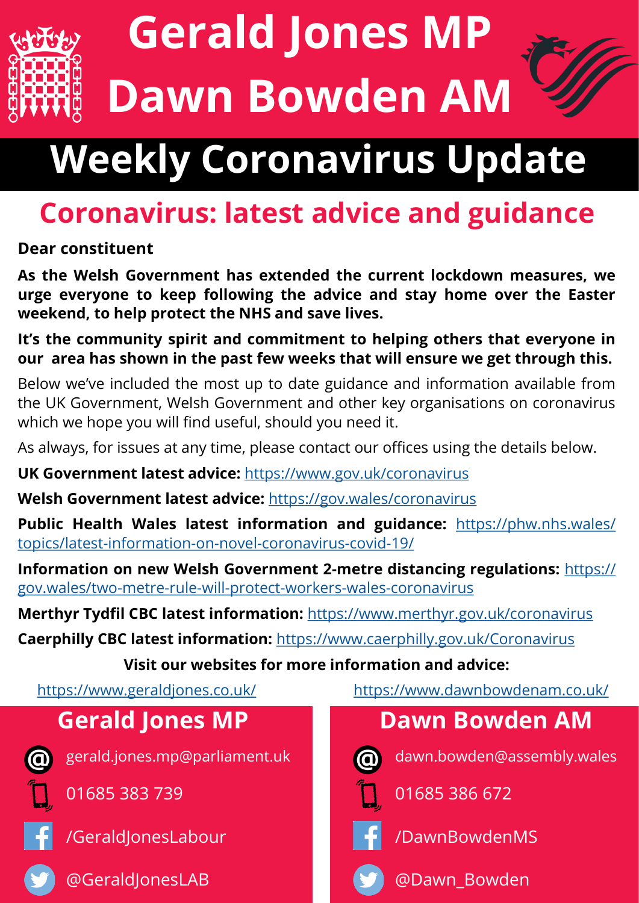# Gerald Jones MP
# Dawn Bowden AM

## Weekly Coronavirus Update

## Coronavirus: latest advice and guidance

**Dear constituent**

**As the Welsh Government has extended the current lockdown measures, we urge everyone to keep following the advice and stay home over the Easter weekend, to help protect the NHS and save lives.**

**It's the community spirit and commitment to helping others that everyone in our area has shown in the past few weeks that will ensure we get through this.**

Below we've included the most up to date guidance and information available from the UK Government, Welsh Government and other key organisations on coronavirus which we hope you will find useful, should you need it.

As always, for issues at any time, please contact our offices using the details below.

**UK Government latest advice:** https://www.gov.uk/coronavirus

**Welsh Government latest advice:** https://gov.wales/coronavirus

**Public Health Wales latest information and guidance:** https://phw.nhs.wales/topics/latest-information-on-novel-coronavirus-covid-19/

**Information on new Welsh Government 2-metre distancing regulations:** https://gov.wales/two-metre-rule-will-protect-workers-wales-coronavirus

**Merthyr Tydfil CBC latest information:** https://www.merthyr.gov.uk/coronavirus

**Caerphilly CBC latest information:** https://www.caerphilly.gov.uk/Coronavirus

**Visit our websites for more information and advice:**

https://www.geraldjones.co.uk/

https://www.dawnbowdenam.co.uk/

### Gerald Jones MP

- gerald.jones.mp@parliament.uk
- 01685 383 739
- /GeraldJonesLabour
- @GeraldJonesLAB

### Dawn Bowden AM

- dawn.bowden@assembly.wales
- 01685 386 672
- /DawnBowdenMS
- @Dawn_Bowden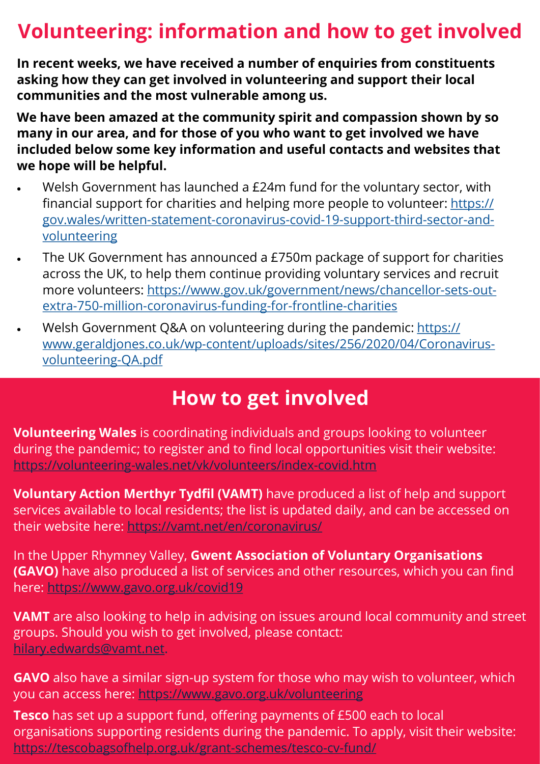# Volunteering: information and how to get involved

**In recent weeks, we have received a number of enquiries from constituents asking how they can get involved in volunteering and support their local communities and the most vulnerable among us.**

**We have been amazed at the community spirit and compassion shown by so many in our area, and for those of you who want to get involved we have included below some key information and useful contacts and websites that we hope will be helpful.**

- Welsh Government has launched a £24m fund for the voluntary sector, with financial support for charities and helping more people to volunteer: https://gov.wales/written-statement-coronavirus-covid-19-support-third-sector-and-volunteering
- The UK Government has announced a £750m package of support for charities across the UK, to help them continue providing voluntary services and recruit more volunteers: https://www.gov.uk/government/news/chancellor-sets-out-extra-750-million-coronavirus-funding-for-frontline-charities
- Welsh Government Q&A on volunteering during the pandemic: https://www.geraldjones.co.uk/wp-content/uploads/sites/256/2020/04/Coronavirus-volunteering-QA.pdf

## How to get involved

**Volunteering Wales** is coordinating individuals and groups looking to volunteer during the pandemic; to register and to find local opportunities visit their website: https://volunteering-wales.net/vk/volunteers/index-covid.htm

**Voluntary Action Merthyr Tydfil (VAMT)** have produced a list of help and support services available to local residents; the list is updated daily, and can be accessed on their website here: https://vamt.net/en/coronavirus/

In the Upper Rhymney Valley, **Gwent Association of Voluntary Organisations (GAVO)** have also produced a list of services and other resources, which you can find here: https://www.gavo.org.uk/covid19

**VAMT** are also looking to help in advising on issues around local community and street groups. Should you wish to get involved, please contact: hilary.edwards@vamt.net.

**GAVO** also have a similar sign-up system for those who may wish to volunteer, which you can access here: https://www.gavo.org.uk/volunteering

**Tesco** has set up a support fund, offering payments of £500 each to local organisations supporting residents during the pandemic. To apply, visit their website: https://tescobagsofhelp.org.uk/grant-schemes/tesco-cv-fund/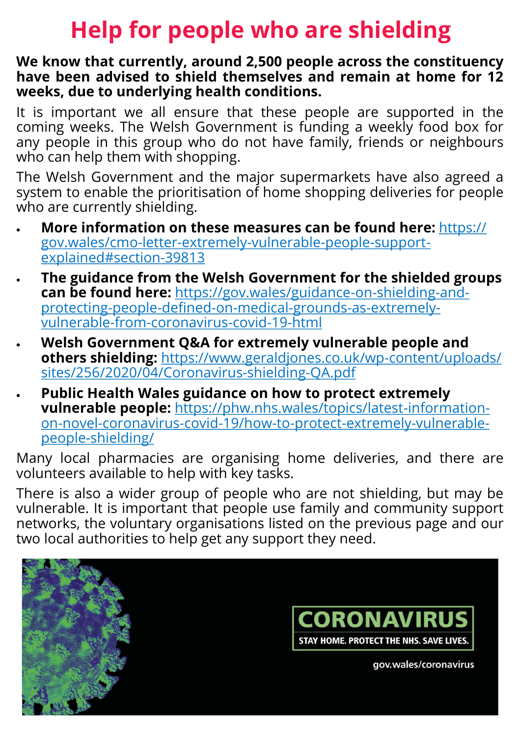# Help for people who are shielding

**We know that currently, around 2,500 people across the constituency have been advised to shield themselves and remain at home for 12 weeks, due to underlying health conditions.**

It is important we all ensure that these people are supported in the coming weeks. The Welsh Government is funding a weekly food box for any people in this group who do not have family, friends or neighbours who can help them with shopping.

The Welsh Government and the major supermarkets have also agreed a system to enable the prioritisation of home shopping deliveries for people who are currently shielding.

- **More information on these measures can be found here:** https://gov.wales/cmo-letter-extremely-vulnerable-people-support-explained#section-39813
- **The guidance from the Welsh Government for the shielded groups can be found here:** https://gov.wales/guidance-on-shielding-and-protecting-people-defined-on-medical-grounds-as-extremely-vulnerable-from-coronavirus-covid-19-html
- **Welsh Government Q&A for extremely vulnerable people and others shielding:** https://www.geraldjones.co.uk/wp-content/uploads/sites/256/2020/04/Coronavirus-shielding-QA.pdf
- **Public Health Wales guidance on how to protect extremely vulnerable people:** https://phw.nhs.wales/topics/latest-information-on-novel-coronavirus-covid-19/how-to-protect-extremely-vulnerable-people-shielding/

Many local pharmacies are organising home deliveries, and there are volunteers available to help with key tasks.

There is also a wider group of people who are not shielding, but may be vulnerable. It is important that people use family and community support networks, the voluntary organisations listed on the previous page and our two local authorities to help get any support they need.

CORONAVIRUS

STAY HOME. PROTECT THE NHS. SAVE LIVES.

gov.wales/coronavirus